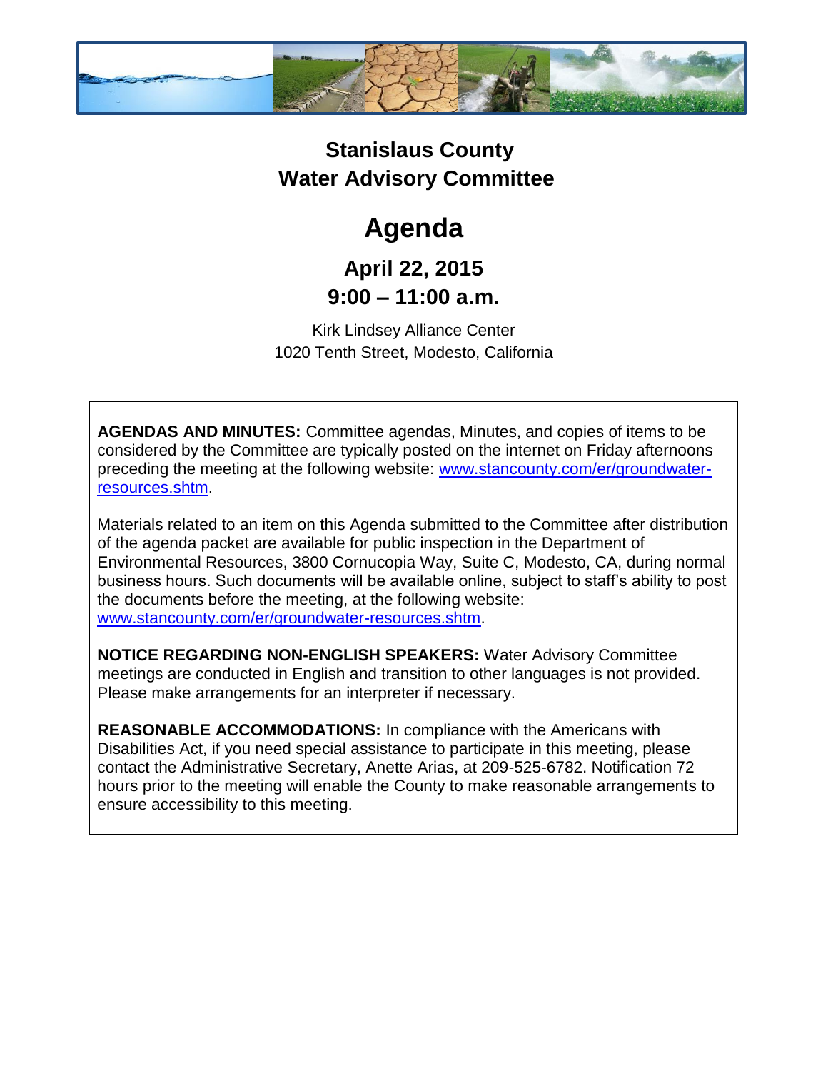# Stanislaus County
# Water Advisory Committee

# Agenda

## April 22, 2015
## 9:00 – 11:00 a.m.

Kirk Lindsey Alliance Center
1020 Tenth Street, Modesto, California

**AGENDAS AND MINUTES:** Committee agendas, Minutes, and copies of items to be considered by the Committee are typically posted on the internet on Friday afternoons preceding the meeting at the following website: [www.stancounty.com/er/groundwater-resources.shtm](www.stancounty.com/er/groundwater-resources.shtm).

Materials related to an item on this Agenda submitted to the Committee after distribution of the agenda packet are available for public inspection in the Department of Environmental Resources, 3800 Cornucopia Way, Suite C, Modesto, CA, during normal business hours. Such documents will be available online, subject to staff's ability to post the documents before the meeting, at the following website: [www.stancounty.com/er/groundwater-resources.shtm](www.stancounty.com/er/groundwater-resources.shtm).

**NOTICE REGARDING NON-ENGLISH SPEAKERS:** Water Advisory Committee meetings are conducted in English and transition to other languages is not provided. Please make arrangements for an interpreter if necessary.

**REASONABLE ACCOMMODATIONS:** In compliance with the Americans with Disabilities Act, if you need special assistance to participate in this meeting, please contact the Administrative Secretary, Anette Arias, at 209-525-6782. Notification 72 hours prior to the meeting will enable the County to make reasonable arrangements to ensure accessibility to this meeting.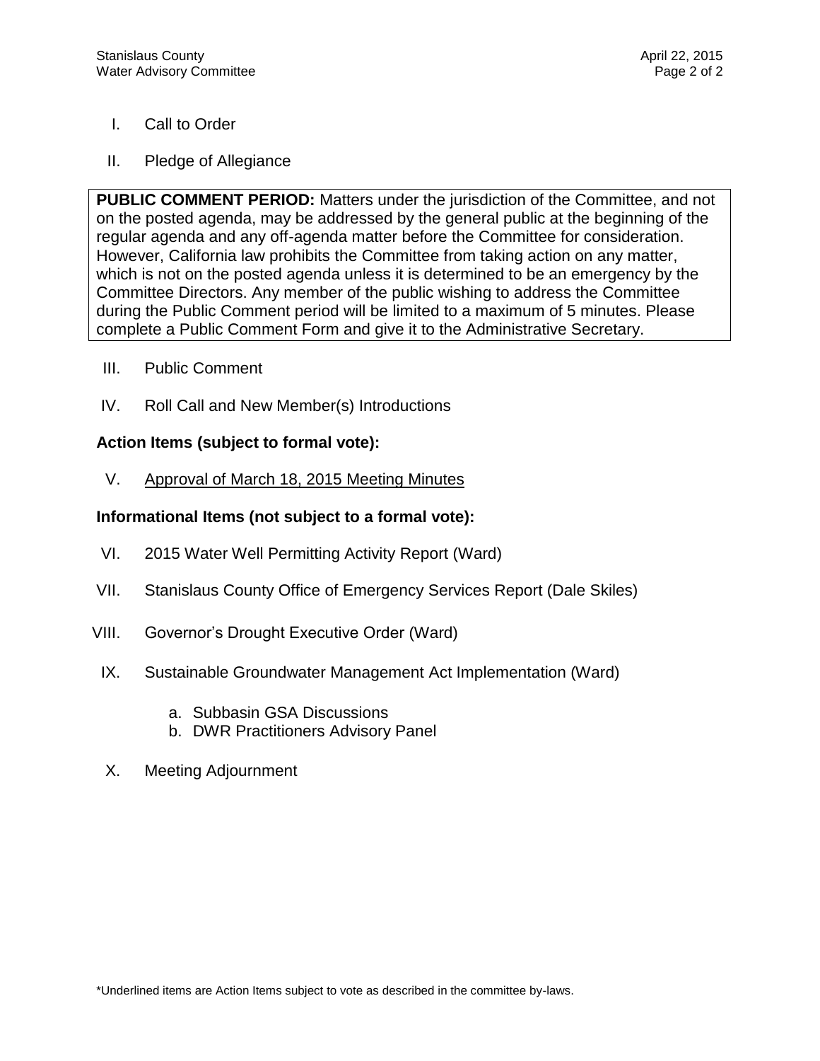I. Call to Order

II. Pledge of Allegiance

**PUBLIC COMMENT PERIOD:** Matters under the jurisdiction of the Committee, and not on the posted agenda, may be addressed by the general public at the beginning of the regular agenda and any off-agenda matter before the Committee for consideration. However, California law prohibits the Committee from taking action on any matter, which is not on the posted agenda unless it is determined to be an emergency by the Committee Directors. Any member of the public wishing to address the Committee during the Public Comment period will be limited to a maximum of 5 minutes. Please complete a Public Comment Form and give it to the Administrative Secretary.

III. Public Comment

IV. Roll Call and New Member(s) Introductions

**Action Items (subject to formal vote):**

V. <u>Approval of March 18, 2015 Meeting Minutes</u>

**Informational Items (not subject to a formal vote):**

VI. 2015 Water Well Permitting Activity Report (Ward)

VII. Stanislaus County Office of Emergency Services Report (Dale Skiles)

VIII. Governor's Drought Executive Order (Ward)

IX. Sustainable Groundwater Management Act Implementation (Ward)

   a. Subbasin GSA Discussions
   b. DWR Practitioners Advisory Panel

X. Meeting Adjournment

*Underlined items are Action Items subject to vote as described in the committee by-laws.